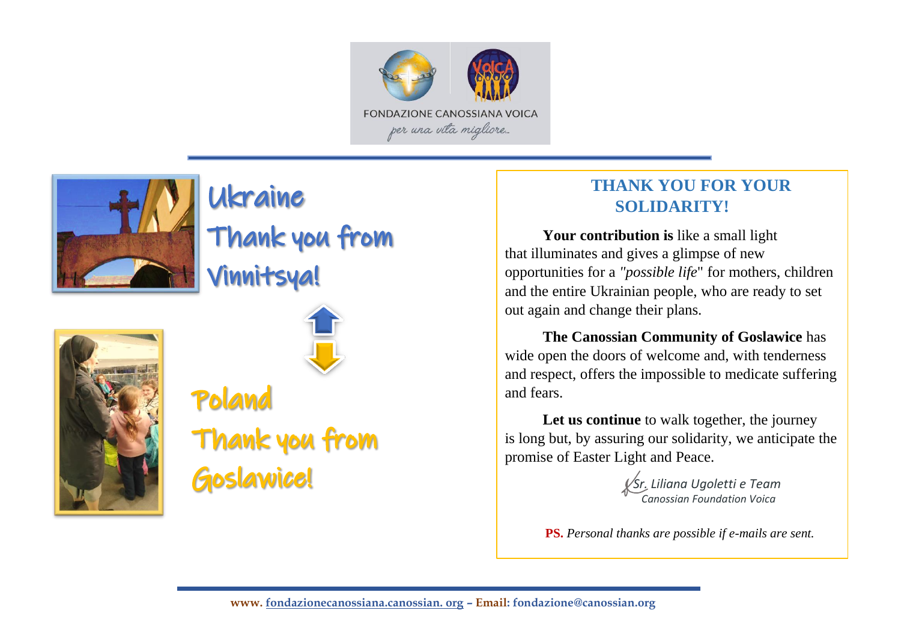FONDAZIONE CANOSSIANA VOICA

*per una vita migliore...*

# Ukraine
# Thank you from Vinnitsya!

# Poland
# Thank you from Goslawice!

## THANK YOU FOR YOUR SOLIDARITY!

**Your contribution is** like a small light that illuminates and gives a glimpse of new opportunities for a *"possible life*" for mothers, children and the entire Ukrainian people, who are ready to set out again and change their plans.

**The Canossian Community of Goslawice** has wide open the doors of welcome and, with tenderness and respect, offers the impossible to medicate suffering and fears.

**Let us continue** to walk together, the journey is long but, by assuring our solidarity, we anticipate the promise of Easter Light and Peace.

*Sr. Liliana Ugoletti e Team*
*Canossian Foundation Voica*

**PS.** *Personal thanks are possible if e-mails are sent.*

www. fondazionecanossiana.canossian. org – Email: fondazione@canossian.org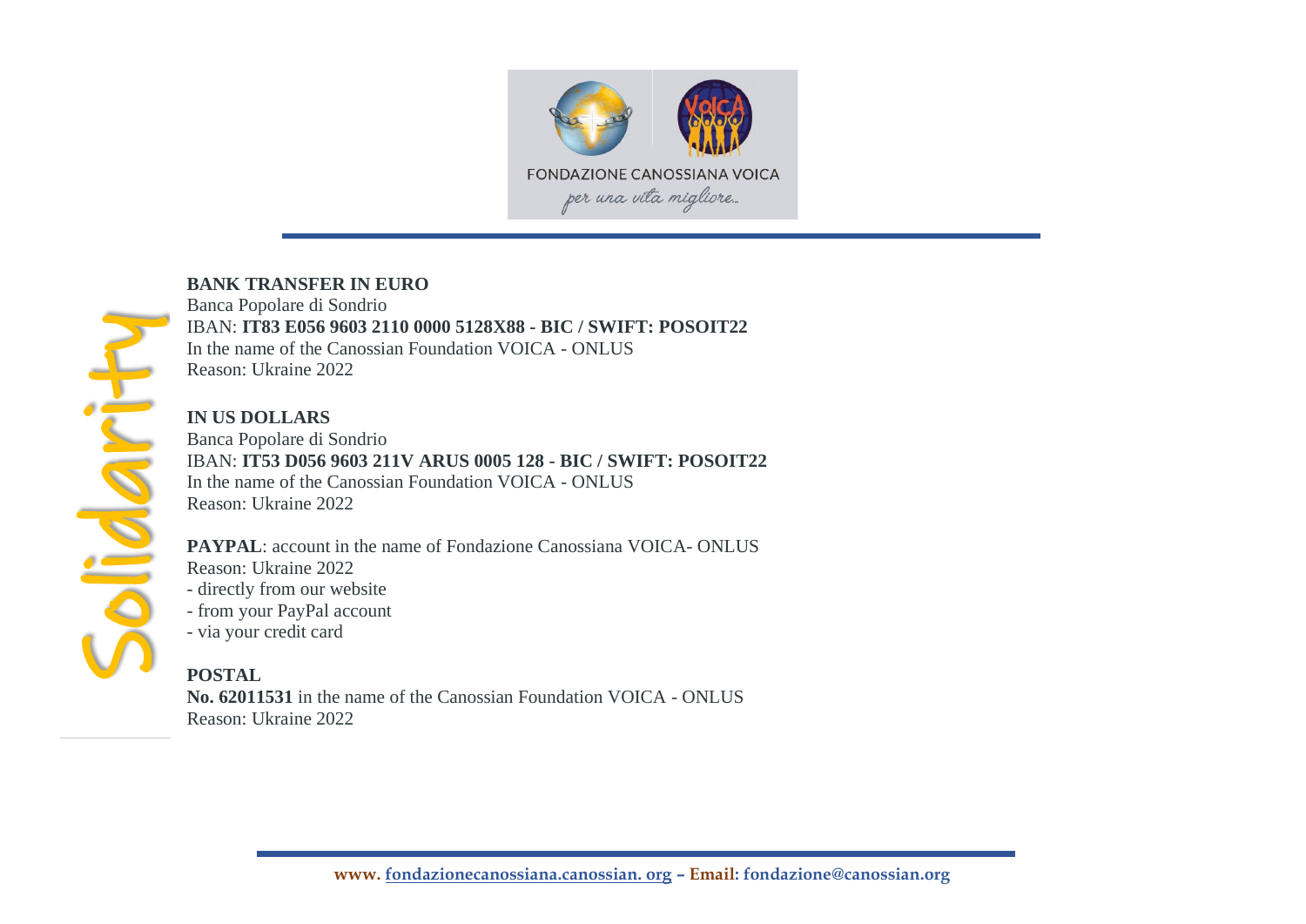FONDAZIONE CANOSSIANA VOICA

*per una vita migliore...*

Solidarity

**BANK TRANSFER IN EURO**
Banca Popolare di Sondrio
IBAN: **IT83 E056 9603 2110 0000 5128X88 - BIC / SWIFT: POSOIT22**
In the name of the Canossian Foundation VOICA - ONLUS
Reason: Ukraine 2022

**IN US DOLLARS**
Banca Popolare di Sondrio
IBAN: **IT53 D056 9603 211V ARUS 0005 128 - BIC / SWIFT: POSOIT22**
In the name of the Canossian Foundation VOICA - ONLUS
Reason: Ukraine 2022

**PAYPAL**: account in the name of Fondazione Canossiana VOICA- ONLUS
Reason: Ukraine 2022
- directly from our website
- from your PayPal account
- via your credit card

**POSTAL**
**No. 62011531** in the name of the Canossian Foundation VOICA - ONLUS
Reason: Ukraine 2022

**www. fondazionecanossiana.canossian. org – Email: fondazione@canossian.org**